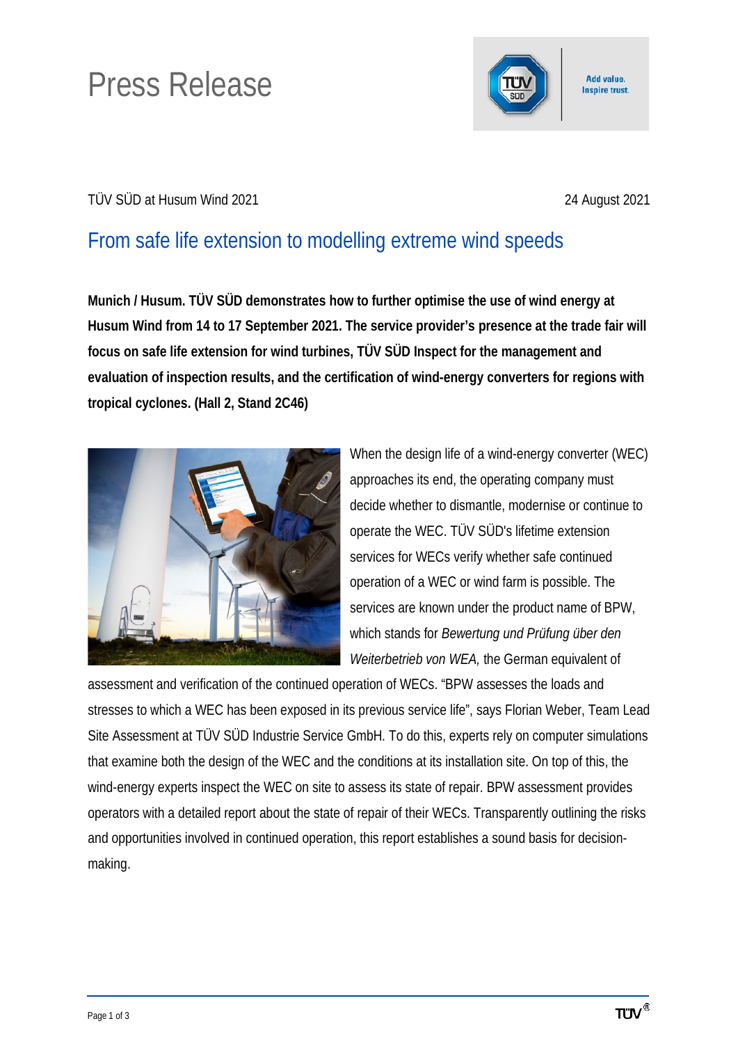# Press Release

TÜV SÜD at Husum Wind 2021

24 August 2021

## From safe life extension to modelling extreme wind speeds

**Munich / Husum. TÜV SÜD demonstrates how to further optimise the use of wind energy at Husum Wind from 14 to 17 September 2021. The service provider's presence at the trade fair will focus on safe life extension for wind turbines, TÜV SÜD Inspect for the management and evaluation of inspection results, and the certification of wind-energy converters for regions with tropical cyclones. (Hall 2, Stand 2C46)**

When the design life of a wind-energy converter (WEC) approaches its end, the operating company must decide whether to dismantle, modernise or continue to operate the WEC. TÜV SÜD's lifetime extension services for WECs verify whether safe continued operation of a WEC or wind farm is possible. The services are known under the product name of BPW, which stands for *Bewertung und Prüfung über den Weiterbetrieb von WEA,* the German equivalent of assessment and verification of the continued operation of WECs. "BPW assesses the loads and stresses to which a WEC has been exposed in its previous service life", says Florian Weber, Team Lead Site Assessment at TÜV SÜD Industrie Service GmbH. To do this, experts rely on computer simulations that examine both the design of the WEC and the conditions at its installation site. On top of this, the wind-energy experts inspect the WEC on site to assess its state of repair. BPW assessment provides operators with a detailed report about the state of repair of their WECs. Transparently outlining the risks and opportunities involved in continued operation, this report establishes a sound basis for decision-making.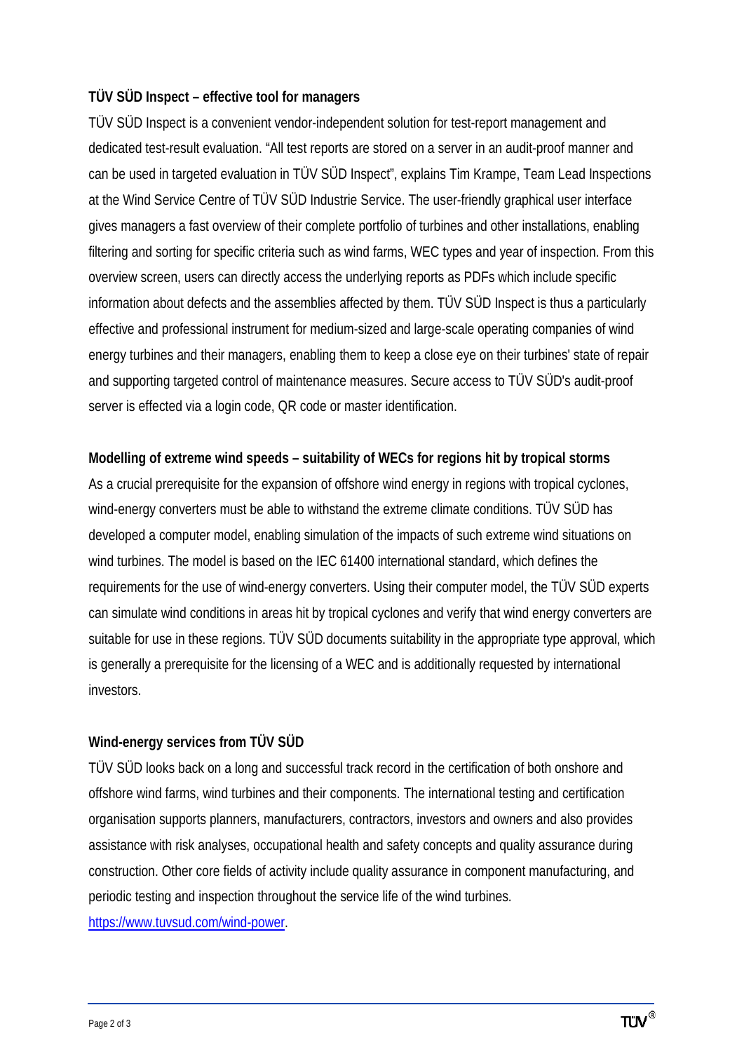**TÜV SÜD Inspect – effective tool for managers**

TÜV SÜD Inspect is a convenient vendor-independent solution for test-report management and dedicated test-result evaluation. "All test reports are stored on a server in an audit-proof manner and can be used in targeted evaluation in TÜV SÜD Inspect", explains Tim Krampe, Team Lead Inspections at the Wind Service Centre of TÜV SÜD Industrie Service. The user-friendly graphical user interface gives managers a fast overview of their complete portfolio of turbines and other installations, enabling filtering and sorting for specific criteria such as wind farms, WEC types and year of inspection. From this overview screen, users can directly access the underlying reports as PDFs which include specific information about defects and the assemblies affected by them. TÜV SÜD Inspect is thus a particularly effective and professional instrument for medium-sized and large-scale operating companies of wind energy turbines and their managers, enabling them to keep a close eye on their turbines' state of repair and supporting targeted control of maintenance measures. Secure access to TÜV SÜD's audit-proof server is effected via a login code, QR code or master identification.

**Modelling of extreme wind speeds – suitability of WECs for regions hit by tropical storms**

As a crucial prerequisite for the expansion of offshore wind energy in regions with tropical cyclones, wind-energy converters must be able to withstand the extreme climate conditions. TÜV SÜD has developed a computer model, enabling simulation of the impacts of such extreme wind situations on wind turbines. The model is based on the IEC 61400 international standard, which defines the requirements for the use of wind-energy converters. Using their computer model, the TÜV SÜD experts can simulate wind conditions in areas hit by tropical cyclones and verify that wind energy converters are suitable for use in these regions. TÜV SÜD documents suitability in the appropriate type approval, which is generally a prerequisite for the licensing of a WEC and is additionally requested by international investors.

**Wind-energy services from TÜV SÜD**

TÜV SÜD looks back on a long and successful track record in the certification of both onshore and offshore wind farms, wind turbines and their components. The international testing and certification organisation supports planners, manufacturers, contractors, investors and owners and also provides assistance with risk analyses, occupational health and safety concepts and quality assurance during construction. Other core fields of activity include quality assurance in component manufacturing, and periodic testing and inspection throughout the service life of the wind turbines. [https://www.tuvsud.com/wind-power](https://www.tuvsud.com/wind-power).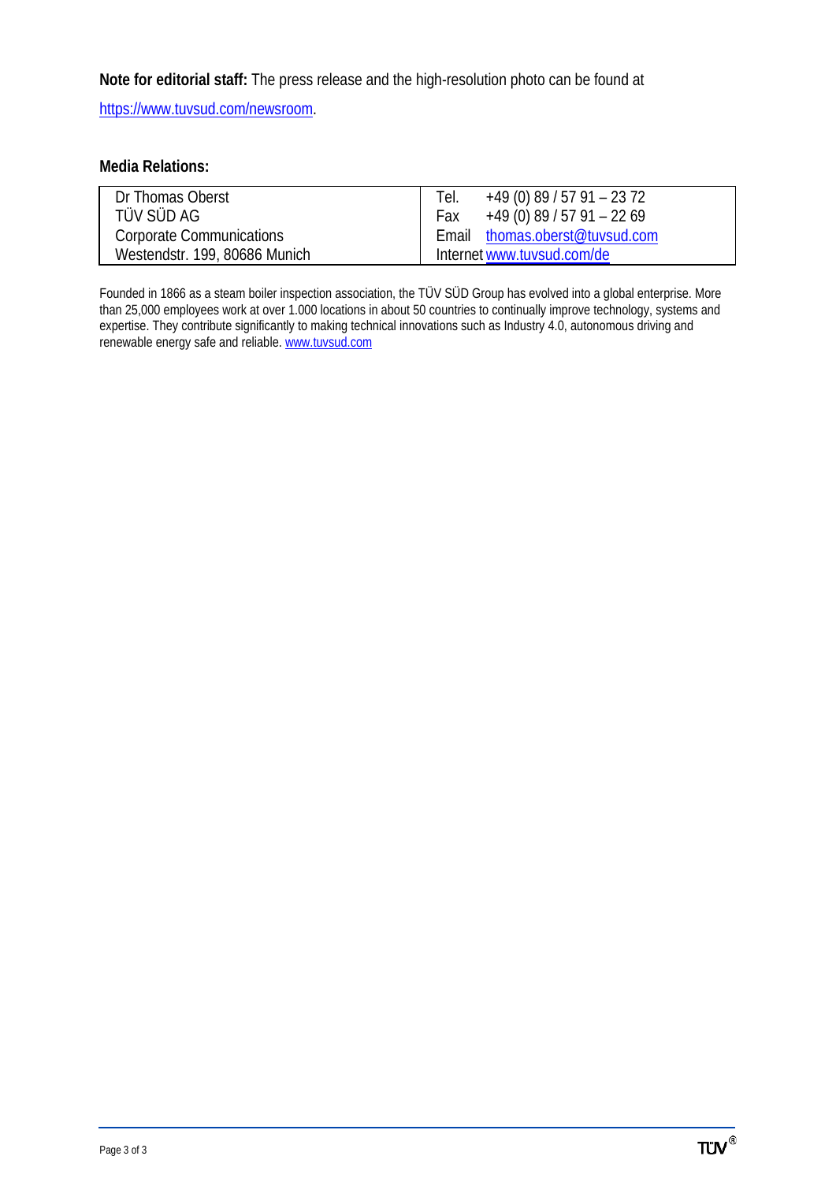**Note for editorial staff:** The press release and the high-resolution photo can be found at https://www.tuvsud.com/newsroom.

**Media Relations:**

| | |
|---|---|
| Dr Thomas Oberst | Tel. +49 (0) 89 / 57 91 – 23 72 |
| TÜV SÜD AG | Fax +49 (0) 89 / 57 91 – 22 69 |
| Corporate Communications | Email thomas.oberst@tuvsud.com |
| Westendstr. 199, 80686 Munich | Internet www.tuvsud.com/de |

Founded in 1866 as a steam boiler inspection association, the TÜV SÜD Group has evolved into a global enterprise. More than 25,000 employees work at over 1.000 locations in about 50 countries to continually improve technology, systems and expertise. They contribute significantly to making technical innovations such as Industry 4.0, autonomous driving and renewable energy safe and reliable. www.tuvsud.com